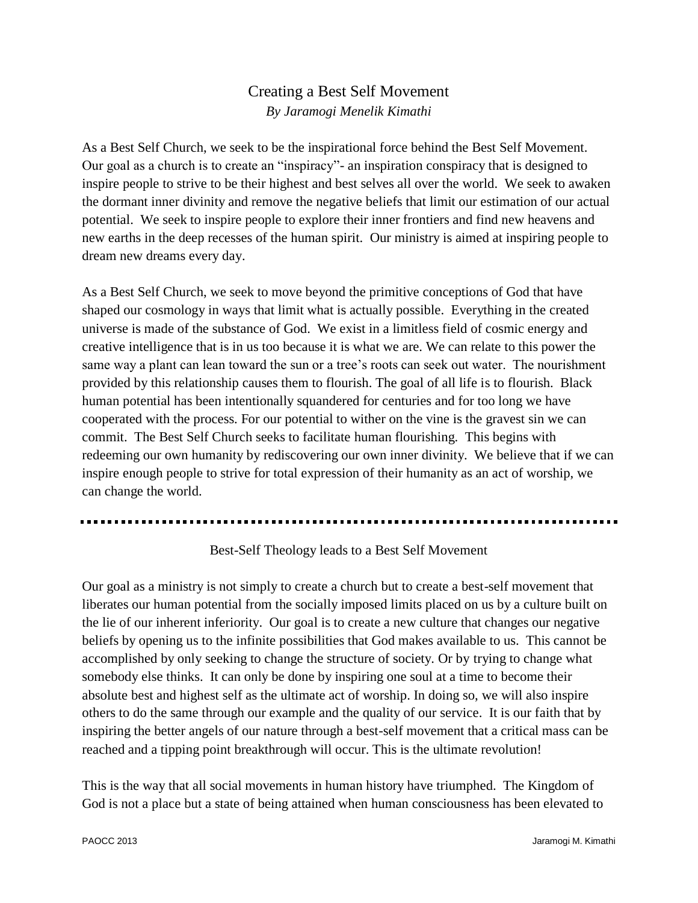# Creating a Best Self Movement

*By Jaramogi Menelik Kimathi*

As a Best Self Church, we seek to be the inspirational force behind the Best Self Movement. Our goal as a church is to create an "inspiracy"- an inspiration conspiracy that is designed to inspire people to strive to be their highest and best selves all over the world. We seek to awaken the dormant inner divinity and remove the negative beliefs that limit our estimation of our actual potential. We seek to inspire people to explore their inner frontiers and find new heavens and new earths in the deep recesses of the human spirit. Our ministry is aimed at inspiring people to dream new dreams every day.

As a Best Self Church, we seek to move beyond the primitive conceptions of God that have shaped our cosmology in ways that limit what is actually possible. Everything in the created universe is made of the substance of God. We exist in a limitless field of cosmic energy and creative intelligence that is in us too because it is what we are. We can relate to this power the same way a plant can lean toward the sun or a tree's roots can seek out water. The nourishment provided by this relationship causes them to flourish. The goal of all life is to flourish. Black human potential has been intentionally squandered for centuries and for too long we have cooperated with the process. For our potential to wither on the vine is the gravest sin we can commit. The Best Self Church seeks to facilitate human flourishing. This begins with redeeming our own humanity by rediscovering our own inner divinity. We believe that if we can inspire enough people to strive for total expression of their humanity as an act of worship, we can change the world.

---

## Best-Self Theology leads to a Best Self Movement

Our goal as a ministry is not simply to create a church but to create a best-self movement that liberates our human potential from the socially imposed limits placed on us by a culture built on the lie of our inherent inferiority. Our goal is to create a new culture that changes our negative beliefs by opening us to the infinite possibilities that God makes available to us. This cannot be accomplished by only seeking to change the structure of society. Or by trying to change what somebody else thinks. It can only be done by inspiring one soul at a time to become their absolute best and highest self as the ultimate act of worship. In doing so, we will also inspire others to do the same through our example and the quality of our service. It is our faith that by inspiring the better angels of our nature through a best-self movement that a critical mass can be reached and a tipping point breakthrough will occur. This is the ultimate revolution!

This is the way that all social movements in human history have triumphed. The Kingdom of God is not a place but a state of being attained when human consciousness has been elevated to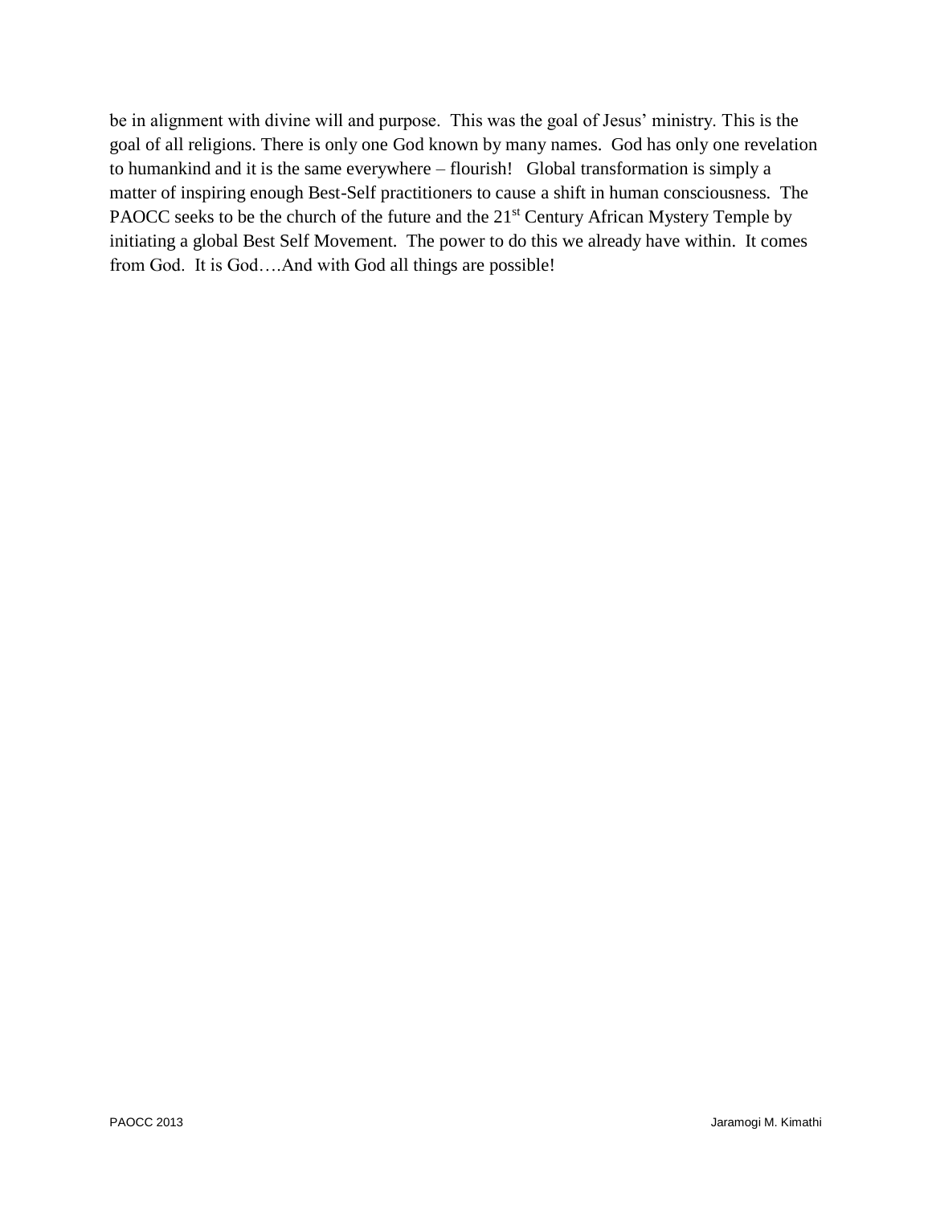be in alignment with divine will and purpose. This was the goal of Jesus' ministry. This is the goal of all religions. There is only one God known by many names. God has only one revelation to humankind and it is the same everywhere – flourish! Global transformation is simply a matter of inspiring enough Best-Self practitioners to cause a shift in human consciousness. The PAOCC seeks to be the church of the future and the 21st Century African Mystery Temple by initiating a global Best Self Movement. The power to do this we already have within. It comes from God. It is God….And with God all things are possible!